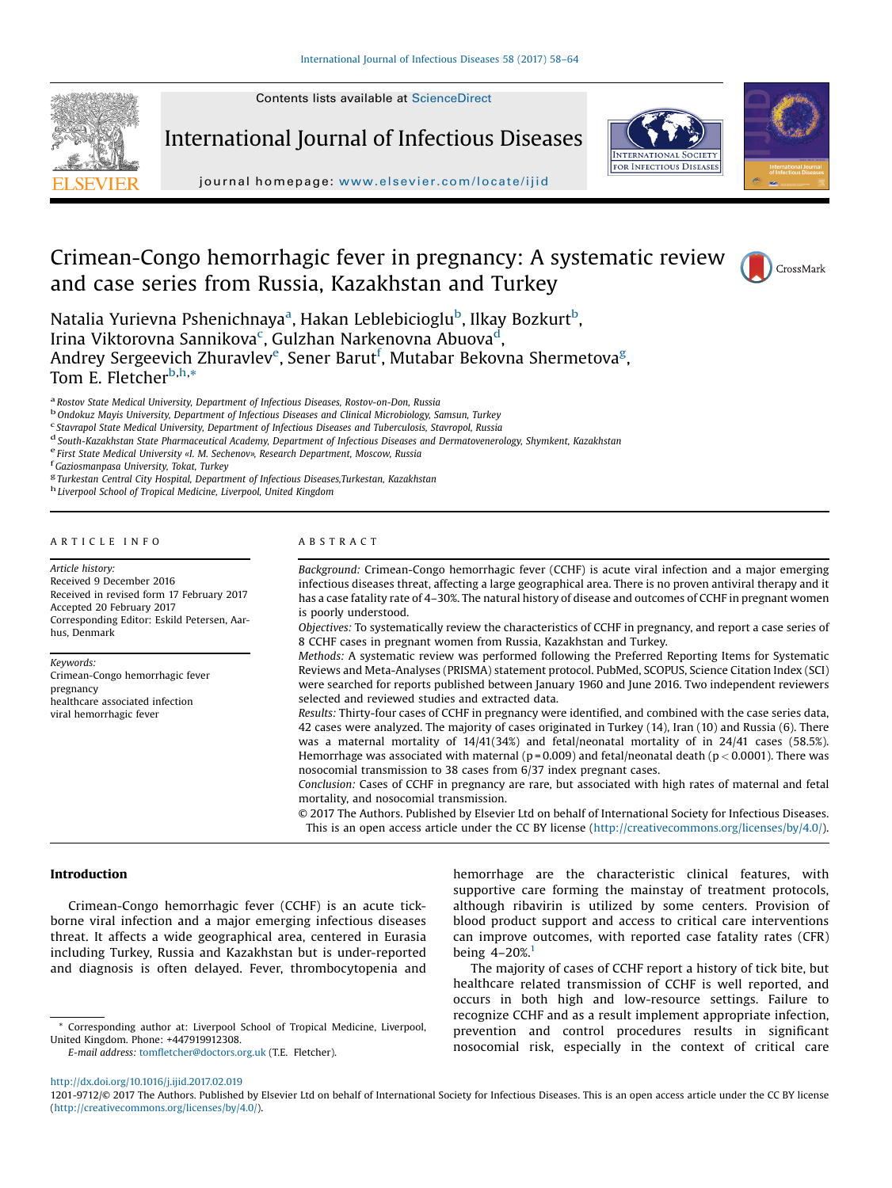# Crimean-Congo hemorrhagic fever in pregnancy: A systematic review and case series from Russia, Kazakhstan and Turkey

Natalia Yurievna Pshenichnaya[a], Hakan Leblebicioglu[b], Ilkay Bozkurt[b], Irina Viktorovna Sannikova[c], Gulzhan Narkenovna Abuova[d], Andrey Sergeevich Zhuravlev[e], Sener Barut[f], Mutabar Bekovna Shermetova[g], Tom E. Fletcher[b,h,*]

[a] Rostov State Medical University, Department of Infectious Diseases, Rostov-on-Don, Russia
[b] Ondokuz Mayis University, Department of Infectious Diseases and Clinical Microbiology, Samsun, Turkey
[c] Stavrapol State Medical University, Department of Infectious Diseases and Tuberculosis, Stavrapol, Russia
[d] South-Kazakhstan State Pharmaceutical Academy, Department of Infectious Diseases and Dermatovenerology, Shymkent, Kazakhstan
[e] First State Medical University «I. M. Sechenov», Research Department, Moscow, Russia
[f] Gaziosmanpasa University, Tokat, Turkey
[g] Turkestan Central City Hospital, Department of Infectious Diseases,Turkestan, Kazakhstan
[h] Liverpool School of Tropical Medicine, Liverpool, United Kingdom

## ARTICLE INFO

*Article history:*
Received 9 December 2016
Received in revised form 17 February 2017
Accepted 20 February 2017
Corresponding Editor: Eskild Petersen, Aarhus, Denmark

*Keywords:*
Crimean-Congo hemorrhagic fever
pregnancy
healthcare associated infection
viral hemorrhagic fever

## ABSTRACT

*Background:* Crimean-Congo hemorrhagic fever (CCHF) is acute viral infection and a major emerging infectious diseases threat, affecting a large geographical area. There is no proven antiviral therapy and it has a case fatality rate of 4–30%. The natural history of disease and outcomes of CCHF in pregnant women is poorly understood.

*Objectives:* To systematically review the characteristics of CCHF in pregnancy, and report a case series of 8 CCHF cases in pregnant women from Russia, Kazakhstan and Turkey.

*Methods:* A systematic review was performed following the Preferred Reporting Items for Systematic Reviews and Meta-Analyses (PRISMA) statement protocol. PubMed, SCOPUS, Science Citation Index (SCI) were searched for reports published between January 1960 and June 2016. Two independent reviewers selected and reviewed studies and extracted data.

*Results:* Thirty-four cases of CCHF in pregnancy were identified, and combined with the case series data, 42 cases were analyzed. The majority of cases originated in Turkey (14), Iran (10) and Russia (6). There was a maternal mortality of 14/41(34%) and fetal/neonatal mortality of in 24/41 cases (58.5%). Hemorrhage was associated with maternal ($p = 0.009$) and fetal/neonatal death ($p < 0.0001$). There was nosocomial transmission to 38 cases from 6/37 index pregnant cases.

*Conclusion:* Cases of CCHF in pregnancy are rare, but associated with high rates of maternal and fetal mortality, and nosocomial transmission.

© 2017 The Authors. Published by Elsevier Ltd on behalf of International Society for Infectious Diseases. This is an open access article under the CC BY license (http://creativecommons.org/licenses/by/4.0/).

## Introduction

Crimean-Congo hemorrhagic fever (CCHF) is an acute tick-borne viral infection and a major emerging infectious diseases threat. It affects a wide geographical area, centered in Eurasia including Turkey, Russia and Kazakhstan but is under-reported and diagnosis is often delayed. Fever, thrombocytopenia and hemorrhage are the characteristic clinical features, with supportive care forming the mainstay of treatment protocols, although ribavirin is utilized by some centers. Provision of blood product support and access to critical care interventions can improve outcomes, with reported case fatality rates (CFR) being 4–20%.[1]

The majority of cases of CCHF report a history of tick bite, but healthcare related transmission of CCHF is well reported, and occurs in both high and low-resource settings. Failure to recognize CCHF and as a result implement appropriate infection, prevention and control procedures results in significant nosocomial risk, especially in the context of critical care

---

* Corresponding author at: Liverpool School of Tropical Medicine, Liverpool, United Kingdom. Phone: +447919912308.
E-mail address: tomfletcher@doctors.org.uk (T.E. Fletcher).

http://dx.doi.org/10.1016/j.ijid.2017.02.019
1201-9712/© 2017 The Authors. Published by Elsevier Ltd on behalf of International Society for Infectious Diseases. This is an open access article under the CC BY license (http://creativecommons.org/licenses/by/4.0/).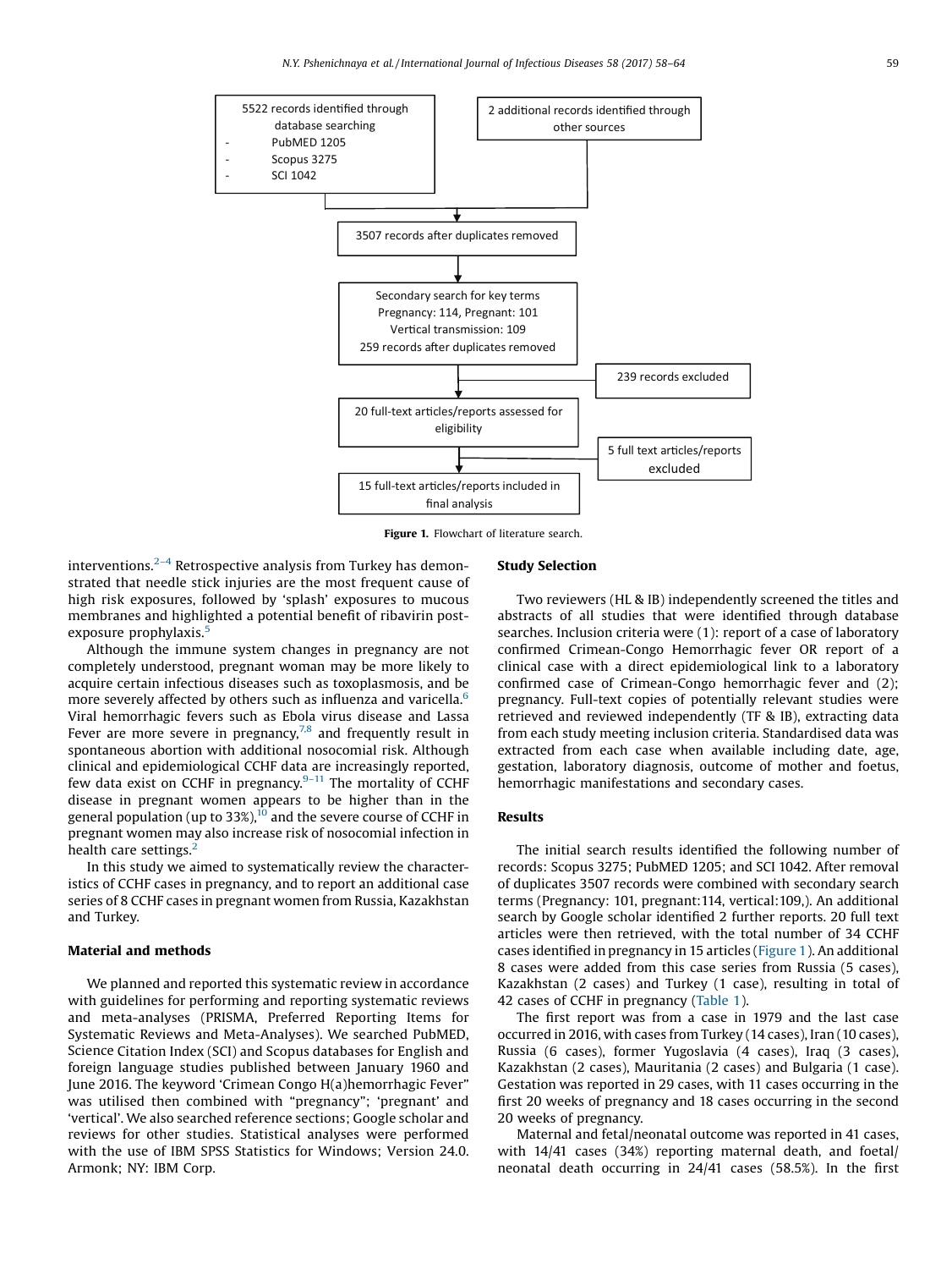5522 records identified through database searching
- PubMED 1205
- Scopus 3275
- SCI 1042

2 additional records identified through other sources

3507 records after duplicates removed

Secondary search for key terms
Pregnancy: 114, Pregnant: 101
Vertical transmission: 109
259 records after duplicates removed

239 records excluded

20 full-text articles/reports assessed for eligibility

5 full text articles/reports excluded

15 full-text articles/reports included in final analysis

**Figure 1.** Flowchart of literature search.

interventions.[2–4] Retrospective analysis from Turkey has demonstrated that needle stick injuries are the most frequent cause of high risk exposures, followed by 'splash' exposures to mucous membranes and highlighted a potential benefit of ribavirin post-exposure prophylaxis.[5]

Although the immune system changes in pregnancy are not completely understood, pregnant woman may be more likely to acquire certain infectious diseases such as toxoplasmosis, and be more severely affected by others such as influenza and varicella.[6] Viral hemorrhagic fevers such as Ebola virus disease and Lassa Fever are more severe in pregnancy,[7,8] and frequently result in spontaneous abortion with additional nosocomial risk. Although clinical and epidemiological CCHF data are increasingly reported, few data exist on CCHF in pregnancy.[9–11] The mortality of CCHF disease in pregnant women appears to be higher than in the general population (up to 33%),[10] and the severe course of CCHF in pregnant women may also increase risk of nosocomial infection in health care settings.[2]

In this study we aimed to systematically review the characteristics of CCHF cases in pregnancy, and to report an additional case series of 8 CCHF cases in pregnant women from Russia, Kazakhstan and Turkey.

## Material and methods

We planned and reported this systematic review in accordance with guidelines for performing and reporting systematic reviews and meta-analyses (PRISMA, Preferred Reporting Items for Systematic Reviews and Meta-Analyses). We searched PubMED, Science Citation Index (SCI) and Scopus databases for English and foreign language studies published between January 1960 and June 2016. The keyword 'Crimean Congo H(a)hemorrhagic Fever" was utilised then combined with "pregnancy"; 'pregnant' and 'vertical'. We also searched reference sections; Google scholar and reviews for other studies. Statistical analyses were performed with the use of IBM SPSS Statistics for Windows; Version 24.0. Armonk; NY: IBM Corp.

## Study Selection

Two reviewers (HL & IB) independently screened the titles and abstracts of all studies that were identified through database searches. Inclusion criteria were (1): report of a case of laboratory confirmed Crimean-Congo Hemorrhagic fever OR report of a clinical case with a direct epidemiological link to a laboratory confirmed case of Crimean-Congo hemorrhagic fever and (2); pregnancy. Full-text copies of potentially relevant studies were retrieved and reviewed independently (TF & IB), extracting data from each study meeting inclusion criteria. Standardised data was extracted from each case when available including date, age, gestation, laboratory diagnosis, outcome of mother and foetus, hemorrhagic manifestations and secondary cases.

## Results

The initial search results identified the following number of records: Scopus 3275; PubMED 1205; and SCI 1042. After removal of duplicates 3507 records were combined with secondary search terms (Pregnancy: 101, pregnant:114, vertical:109,). An additional search by Google scholar identified 2 further reports. 20 full text articles were then retrieved, with the total number of 34 CCHF cases identified in pregnancy in 15 articles (Figure 1). An additional 8 cases were added from this case series from Russia (5 cases), Kazakhstan (2 cases) and Turkey (1 case), resulting in total of 42 cases of CCHF in pregnancy (Table 1).

The first report was from a case in 1979 and the last case occurred in 2016, with cases from Turkey (14 cases), Iran (10 cases), Russia (6 cases), former Yugoslavia (4 cases), Iraq (3 cases), Kazakhstan (2 cases), Mauritania (2 cases) and Bulgaria (1 case). Gestation was reported in 29 cases, with 11 cases occurring in the first 20 weeks of pregnancy and 18 cases occurring in the second 20 weeks of pregnancy.

Maternal and fetal/neonatal outcome was reported in 41 cases, with 14/41 cases (34%) reporting maternal death, and foetal/neonatal death occurring in 24/41 cases (58.5%). In the first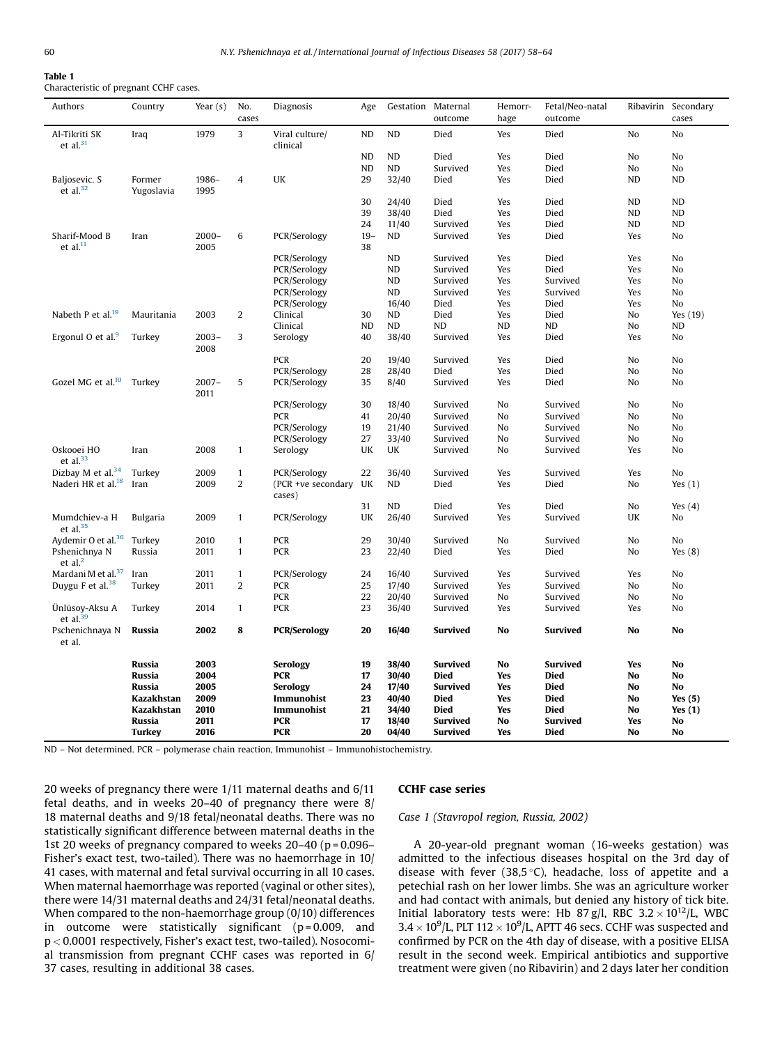**Table 1**
Characteristic of pregnant CCHF cases.

| Authors | Country | Year (s) | No. cases | Diagnosis | Age | Gestation | Maternal outcome | Hemorrhage | Fetal/Neo-natal outcome | Ribavirin | Secondary cases |
|---|---|---|---|---|---|---|---|---|---|---|---|
| Al-Tikriti SK et al.[31] | Iraq | 1979 | 3 | Viral culture/ clinical | ND | ND | Died | Yes | Died | No | No |
| | | | | | ND | ND | Died | Yes | Died | No | No |
| | | | | | ND | ND | Survived | Yes | Died | No | No |
| Baljosevic. S et al.[32] | Former Yugoslavia | 1986–1995 | 4 | UK | 29 | 32/40 | Died | Yes | Died | ND | ND |
| | | | | | 30 | 24/40 | Died | Yes | Died | ND | ND |
| | | | | | 39 | 38/40 | Died | Yes | Died | ND | ND |
| | | | | | 24 | 11/40 | Survived | Yes | Died | ND | ND |
| Sharif-Mood B et al.[11] | Iran | 2000–2005 | 6 | PCR/Serology | 19–38 | ND | Survived | Yes | Died | Yes | No |
| | | | | PCR/Serology | | ND | Survived | Yes | Died | Yes | No |
| | | | | PCR/Serology | | ND | Survived | Yes | Died | Yes | No |
| | | | | PCR/Serology | | ND | Survived | Yes | Survived | Yes | No |
| | | | | PCR/Serology | | ND | Survived | Yes | Survived | Yes | No |
| | | | | PCR/Serology | | 16/40 | Died | Yes | Died | Yes | No |
| Nabeth P et al.[19] | Mauritania | 2003 | 2 | Clinical | 30 | ND | Died | Yes | Died | No | Yes (19) |
| | | | | Clinical | ND | ND | ND | ND | ND | No | ND |
| Ergonul O et al.[9] | Turkey | 2003–2008 | 3 | Serology | 40 | 38/40 | Survived | Yes | Died | Yes | No |
| | | | | PCR | 20 | 19/40 | Survived | Yes | Died | No | No |
| | | | | PCR/Serology | 28 | 28/40 | Died | Yes | Died | No | No |
| Gozel MG et al.[10] | Turkey | 2007–2011 | 5 | PCR/Serology | 35 | 8/40 | Survived | Yes | Died | No | No |
| | | | | PCR/Serology | 30 | 18/40 | Survived | No | Survived | No | No |
| | | | | PCR | 41 | 20/40 | Survived | No | Survived | No | No |
| | | | | PCR/Serology | 19 | 21/40 | Survived | No | Survived | No | No |
| | | | | PCR/Serology | 27 | 33/40 | Survived | No | Survived | No | No |
| Oskooei HO et al.[33] | Iran | 2008 | 1 | Serology | UK | UK | Survived | No | Survived | Yes | No |
| Dizbay M et al.[34] | Turkey | 2009 | 1 | PCR/Serology | 22 | 36/40 | Survived | Yes | Survived | Yes | No |
| Naderi HR et al.[18] | Iran | 2009 | 2 | (PCR +ve secondary cases) | UK | ND | Died | Yes | Died | No | Yes (1) |
| | | | | | 31 | ND | Died | Yes | Died | No | Yes (4) |
| Mumdchiev-a H et al.[35] | Bulgaria | 2009 | 1 | PCR/Serology | UK | 26/40 | Survived | Yes | Survived | UK | No |
| Aydemir O et al.[36] | Turkey | 2010 | 1 | PCR | 29 | 30/40 | Survived | No | Survived | No | No |
| Pshenichnya N et al.[2] | Russia | 2011 | 1 | PCR | 23 | 22/40 | Died | Yes | Died | No | Yes (8) |
| Mardani M et al.[37] | Iran | 2011 | 1 | PCR/Serology | 24 | 16/40 | Survived | Yes | Survived | Yes | No |
| Duygu F et al.[38] | Turkey | 2011 | 2 | PCR | 25 | 17/40 | Survived | Yes | Survived | No | No |
| | | | | PCR | 22 | 20/40 | Survived | No | Survived | No | No |
| Ünlüsoy-Aksu A et al.[39] | Turkey | 2014 | 1 | PCR | 23 | 36/40 | Survived | Yes | Survived | Yes | No |
| Pschenichnaya N et al. | **Russia** | **2002** | **8** | **PCR/Serology** | **20** | **16/40** | **Survived** | **No** | **Survived** | **No** | **No** |
| | **Russia** | **2003** | | **Serology** | **19** | **38/40** | **Survived** | **No** | **Survived** | **Yes** | **No** |
| | **Russia** | **2004** | | **PCR** | **17** | **30/40** | **Died** | **Yes** | **Died** | **No** | **No** |
| | **Russia** | **2005** | | **Serology** | **24** | **17/40** | **Survived** | **Yes** | **Died** | **No** | **No** |
| | **Kazakhstan** | **2009** | | **Immunohist** | **23** | **40/40** | **Died** | **Yes** | **Died** | **No** | **Yes (5)** |
| | **Kazakhstan** | **2010** | | **Immunohist** | **21** | **34/40** | **Died** | **Yes** | **Died** | **No** | **Yes (1)** |
| | **Russia** | **2011** | | **PCR** | **17** | **18/40** | **Survived** | **No** | **Survived** | **Yes** | **No** |
| | **Turkey** | **2016** | | **PCR** | **20** | **04/40** | **Survived** | **Yes** | **Died** | **No** | **No** |

ND – Not determined. PCR – polymerase chain reaction, Immunohist – Immunohistochemistry.

20 weeks of pregnancy there were 1/11 maternal deaths and 6/11 fetal deaths, and in weeks 20–40 of pregnancy there were 8/18 maternal deaths and 9/18 fetal/neonatal deaths. There was no statistically significant difference between maternal deaths in the 1st 20 weeks of pregnancy compared to weeks 20–40 ($p = 0.096$– Fisher's exact test, two-tailed). There was no haemorrhage in 10/41 cases, with maternal and fetal survival occurring in all 10 cases. When maternal haemorrhage was reported (vaginal or other sites), there were 14/31 maternal deaths and 24/31 fetal/neonatal deaths. When compared to the non-haemorrhage group (0/10) differences in outcome were statistically significant ($p = 0.009$, and $p < 0.0001$ respectively, Fisher's exact test, two-tailed). Nosocomial transmission from pregnant CCHF cases was reported in 6/37 cases, resulting in additional 38 cases.

## CCHF case series

*Case 1 (Stavropol region, Russia, 2002)*

A 20-year-old pregnant woman (16-weeks gestation) was admitted to the infectious diseases hospital on the 3rd day of disease with fever (38,5 °C), headache, loss of appetite and a petechial rash on her lower limbs. She was an agriculture worker and had contact with animals, but denied any history of tick bite. Initial laboratory tests were: Hb 87 g/l, RBC $3.2 \times 10^{12}$/L, WBC $3.4 \times 10^{9}$/L, PLT $112 \times 10^{9}$/L, APTT 46 secs. CCHF was suspected and confirmed by PCR on the 4th day of disease, with a positive ELISA result in the second week. Empirical antibiotics and supportive treatment were given (no Ribavirin) and 2 days later her condition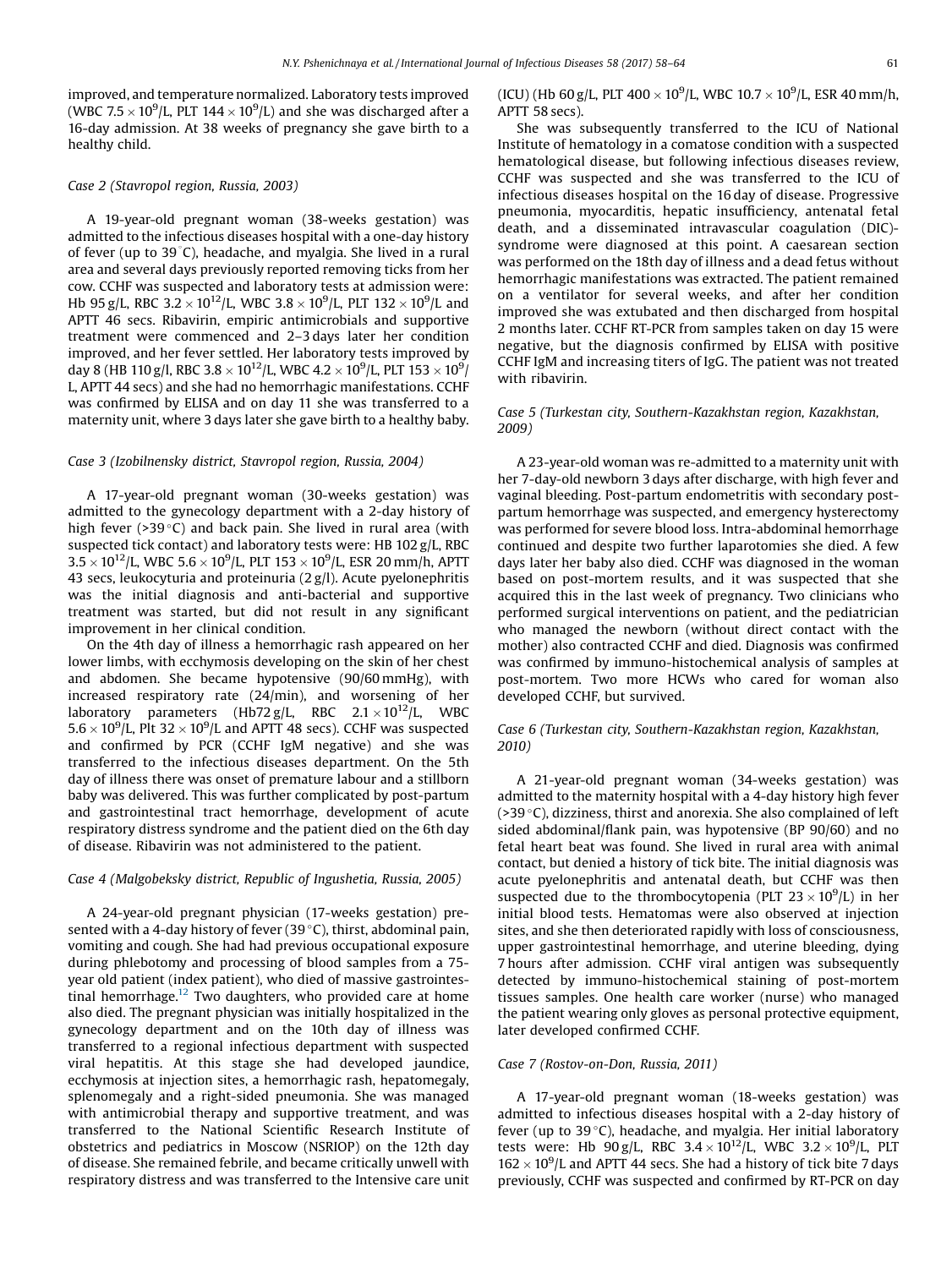improved, and temperature normalized. Laboratory tests improved (WBC $7.5 \times 10^9$/L, PLT $144 \times 10^9$/L) and she was discharged after a 16-day admission. At 38 weeks of pregnancy she gave birth to a healthy child.

### *Case 2 (Stavropol region, Russia, 2003)*

A 19-year-old pregnant woman (38-weeks gestation) was admitted to the infectious diseases hospital with a one-day history of fever (up to 39 °C), headache, and myalgia. She lived in a rural area and several days previously reported removing ticks from her cow. CCHF was suspected and laboratory tests at admission were: Hb 95 g/L, RBC $3.2 \times 10^{12}$/L, WBC $3.8 \times 10^9$/L, PLT $132 \times 10^9$/L and APTT 46 secs. Ribavirin, empiric antimicrobials and supportive treatment were commenced and 2–3 days later her condition improved, and her fever settled. Her laboratory tests improved by day 8 (HB 110 g/l, RBC $3.8 \times 10^{12}$/L, WBC $4.2 \times 10^9$/L, PLT $153 \times 10^9$/L, APTT 44 secs) and she had no hemorrhagic manifestations. CCHF was confirmed by ELISA and on day 11 she was transferred to a maternity unit, where 3 days later she gave birth to a healthy baby.

### *Case 3 (Izobilnensky district, Stavropol region, Russia, 2004)*

A 17-year-old pregnant woman (30-weeks gestation) was admitted to the gynecology department with a 2-day history of high fever (>39 °C) and back pain. She lived in rural area (with suspected tick contact) and laboratory tests were: HB 102 g/L, RBC $3.5 \times 10^{12}$/L, WBC $5.6 \times 10^9$/L, PLT $153 \times 10^9$/L, ESR 20 mm/h, APTT 43 secs, leukocyturia and proteinuria (2 g/l). Acute pyelonephritis was the initial diagnosis and anti-bacterial and supportive treatment was started, but did not result in any significant improvement in her clinical condition.

On the 4th day of illness a hemorrhagic rash appeared on her lower limbs, with ecchymosis developing on the skin of her chest and abdomen. She became hypotensive (90/60 mmHg), with increased respiratory rate (24/min), and worsening of her laboratory parameters (Hb72 g/L, RBC $2.1 \times 10^{12}$/L, WBC $5.6 \times 10^9$/L, Plt $32 \times 10^9$/L and APTT 48 secs). CCHF was suspected and confirmed by PCR (CCHF IgM negative) and she was transferred to the infectious diseases department. On the 5th day of illness there was onset of premature labour and a stillborn baby was delivered. This was further complicated by post-partum and gastrointestinal tract hemorrhage, development of acute respiratory distress syndrome and the patient died on the 6th day of disease. Ribavirin was not administered to the patient.

### *Case 4 (Malgobeksky district, Republic of Ingushetia, Russia, 2005)*

A 24-year-old pregnant physician (17-weeks gestation) presented with a 4-day history of fever (39 °C), thirst, abdominal pain, vomiting and cough. She had had previous occupational exposure during phlebotomy and processing of blood samples from a 75-year old patient (index patient), who died of massive gastrointestinal hemorrhage.[12] Two daughters, who provided care at home also died. The pregnant physician was initially hospitalized in the gynecology department and on the 10th day of illness was transferred to a regional infectious department with suspected viral hepatitis. At this stage she had developed jaundice, ecchymosis at injection sites, a hemorrhagic rash, hepatomegaly, splenomegaly and a right-sided pneumonia. She was managed with antimicrobial therapy and supportive treatment, and was transferred to the National Scientific Research Institute of obstetrics and pediatrics in Moscow (NSRIOP) on the 12th day of disease. She remained febrile, and became critically unwell with respiratory distress and was transferred to the Intensive care unit (ICU) (Hb 60 g/L, PLT $400 \times 10^9$/L, WBC $10.7 \times 10^9$/L, ESR 40 mm/h, APTT 58 secs).

She was subsequently transferred to the ICU of National Institute of hematology in a comatose condition with a suspected hematological disease, but following infectious diseases review, CCHF was suspected and she was transferred to the ICU of infectious diseases hospital on the 16 day of disease. Progressive pneumonia, myocarditis, hepatic insufficiency, antenatal fetal death, and a disseminated intravascular coagulation (DIC)-syndrome were diagnosed at this point. A caesarean section was performed on the 18th day of illness and a dead fetus without hemorrhagic manifestations was extracted. The patient remained on a ventilator for several weeks, and after her condition improved she was extubated and then discharged from hospital 2 months later. CCHF RT-PCR from samples taken on day 15 were negative, but the diagnosis confirmed by ELISA with positive CCHF IgM and increasing titers of IgG. The patient was not treated with ribavirin.

### *Case 5 (Turkestan city, Southern-Kazakhstan region, Kazakhstan, 2009)*

A 23-year-old woman was re-admitted to a maternity unit with her 7-day-old newborn 3 days after discharge, with high fever and vaginal bleeding. Post-partum endometritis with secondary post-partum hemorrhage was suspected, and emergency hysterectomy was performed for severe blood loss. Intra-abdominal hemorrhage continued and despite two further laparotomies she died. A few days later her baby also died. CCHF was diagnosed in the woman based on post-mortem results, and it was suspected that she acquired this in the last week of pregnancy. Two clinicians who performed surgical interventions on patient, and the pediatrician who managed the newborn (without direct contact with the mother) also contracted CCHF and died. Diagnosis was confirmed was confirmed by immuno-histochemical analysis of samples at post-mortem. Two more HCWs who cared for woman also developed CCHF, but survived.

### *Case 6 (Turkestan city, Southern-Kazakhstan region, Kazakhstan, 2010)*

A 21-year-old pregnant woman (34-weeks gestation) was admitted to the maternity hospital with a 4-day history high fever (>39 °C), dizziness, thirst and anorexia. She also complained of left sided abdominal/flank pain, was hypotensive (BP 90/60) and no fetal heart beat was found. She lived in rural area with animal contact, but denied a history of tick bite. The initial diagnosis was acute pyelonephritis and antenatal death, but CCHF was then suspected due to the thrombocytopenia (PLT $23 \times 10^9$/L) in her initial blood tests. Hematomas were also observed at injection sites, and she then deteriorated rapidly with loss of consciousness, upper gastrointestinal hemorrhage, and uterine bleeding, dying 7 hours after admission. CCHF viral antigen was subsequently detected by immuno-histochemical staining of post-mortem tissues samples. One health care worker (nurse) who managed the patient wearing only gloves as personal protective equipment, later developed confirmed CCHF.

### *Case 7 (Rostov-on-Don, Russia, 2011)*

A 17-year-old pregnant woman (18-weeks gestation) was admitted to infectious diseases hospital with a 2-day history of fever (up to 39 °C), headache, and myalgia. Her initial laboratory tests were: Hb 90 g/L, RBC $3.4 \times 10^{12}$/L, WBC $3.2 \times 10^9$/L, PLT $162 \times 10^9$/L and APTT 44 secs. She had a history of tick bite 7 days previously, CCHF was suspected and confirmed by RT-PCR on day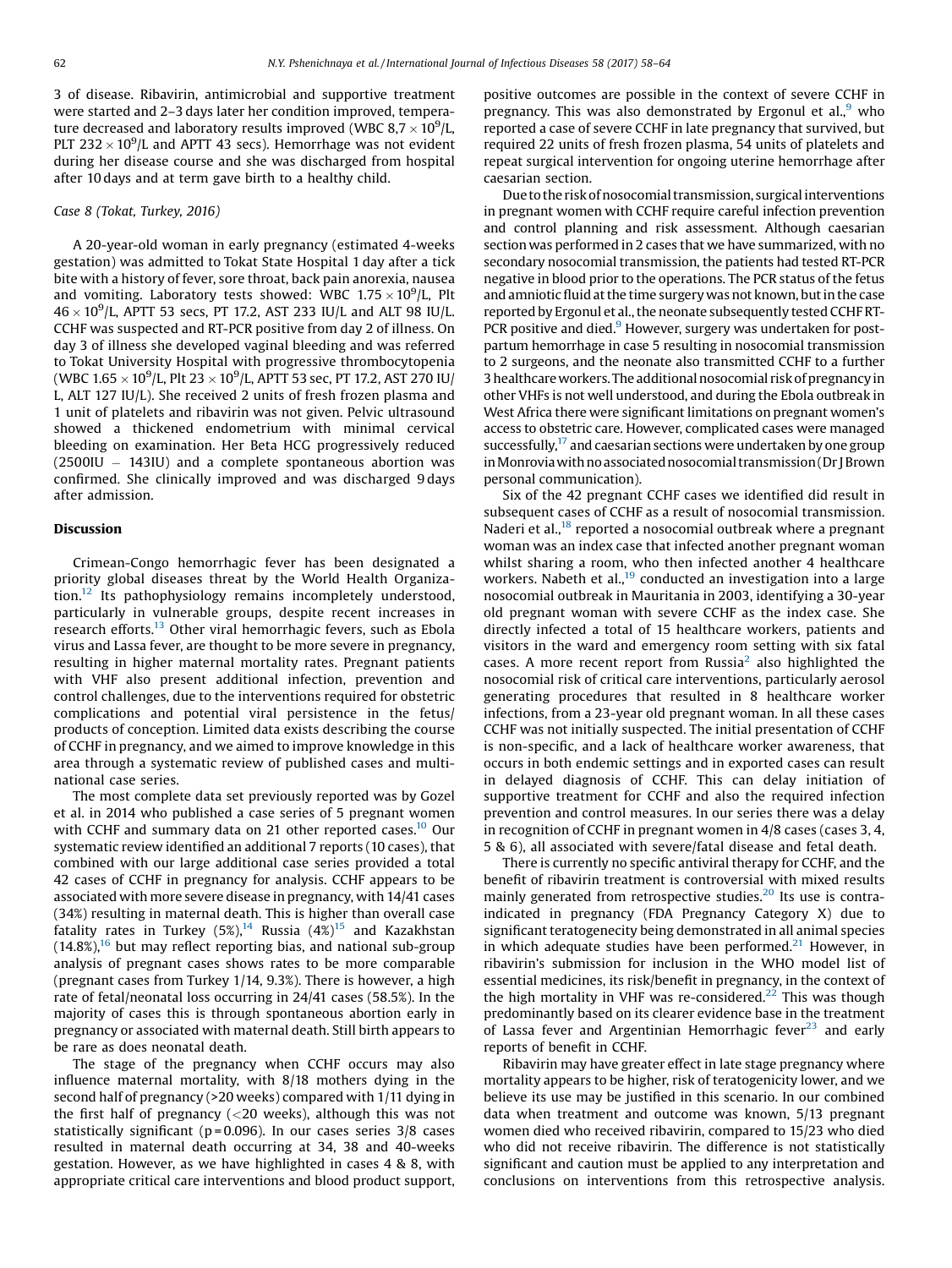3 of disease. Ribavirin, antimicrobial and supportive treatment were started and 2–3 days later her condition improved, temperature decreased and laboratory results improved (WBC 8,7 × $10^9$/L, PLT 232 × $10^9$/L and APTT 43 secs). Hemorrhage was not evident during her disease course and she was discharged from hospital after 10 days and at term gave birth to a healthy child.

*Case 8 (Tokat, Turkey, 2016)*

A 20-year-old woman in early pregnancy (estimated 4-weeks gestation) was admitted to Tokat State Hospital 1 day after a tick bite with a history of fever, sore throat, back pain anorexia, nausea and vomiting. Laboratory tests showed: WBC 1.75 × $10^9$/L, Plt 46 × $10^9$/L, APTT 53 secs, PT 17.2, AST 233 IU/L and ALT 98 IU/L. CCHF was suspected and RT-PCR positive from day 2 of illness. On day 3 of illness she developed vaginal bleeding and was referred to Tokat University Hospital with progressive thrombocytopenia (WBC 1.65 × $10^9$/L, Plt 23 × $10^9$/L, APTT 53 sec, PT 17.2, AST 270 IU/L, ALT 127 IU/L). She received 2 units of fresh frozen plasma and 1 unit of platelets and ribavirin was not given. Pelvic ultrasound showed a thickened endometrium with minimal cervical bleeding on examination. Her Beta HCG progressively reduced (2500IU – 143IU) and a complete spontaneous abortion was confirmed. She clinically improved and was discharged 9 days after admission.

## Discussion

Crimean-Congo hemorrhagic fever has been designated a priority global diseases threat by the World Health Organization.[12] Its pathophysiology remains incompletely understood, particularly in vulnerable groups, despite recent increases in research efforts.[13] Other viral hemorrhagic fevers, such as Ebola virus and Lassa fever, are thought to be more severe in pregnancy, resulting in higher maternal mortality rates. Pregnant patients with VHF also present additional infection, prevention and control challenges, due to the interventions required for obstetric complications and potential viral persistence in the fetus/products of conception. Limited data exists describing the course of CCHF in pregnancy, and we aimed to improve knowledge in this area through a systematic review of published cases and multi-national case series.

The most complete data set previously reported was by Gozel et al. in 2014 who published a case series of 5 pregnant women with CCHF and summary data on 21 other reported cases.[10] Our systematic review identified an additional 7 reports (10 cases), that combined with our large additional case series provided a total 42 cases of CCHF in pregnancy for analysis. CCHF appears to be associated with more severe disease in pregnancy, with 14/41 cases (34%) resulting in maternal death. This is higher than overall case fatality rates in Turkey (5%),[14] Russia (4%)[15] and Kazakhstan (14.8%),[16] but may reflect reporting bias, and national sub-group analysis of pregnant cases shows rates to be more comparable (pregnant cases from Turkey 1/14, 9.3%). There is however, a high rate of fetal/neonatal loss occurring in 24/41 cases (58.5%). In the majority of cases this is through spontaneous abortion early in pregnancy or associated with maternal death. Still birth appears to be rare as does neonatal death.

The stage of the pregnancy when CCHF occurs may also influence maternal mortality, with 8/18 mothers dying in the second half of pregnancy (>20 weeks) compared with 1/11 dying in the first half of pregnancy (<20 weeks), although this was not statistically significant ($p = 0.096$). In our cases series 3/8 cases resulted in maternal death occurring at 34, 38 and 40-weeks gestation. However, as we have highlighted in cases 4 & 8, with appropriate critical care interventions and blood product support, positive outcomes are possible in the context of severe CCHF in pregnancy. This was also demonstrated by Ergonul et al.,[9] who reported a case of severe CCHF in late pregnancy that survived, but required 22 units of fresh frozen plasma, 54 units of platelets and repeat surgical intervention for ongoing uterine hemorrhage after caesarian section.

Due to the risk of nosocomial transmission, surgical interventions in pregnant women with CCHF require careful infection prevention and control planning and risk assessment. Although caesarian section was performed in 2 cases that we have summarized, with no secondary nosocomial transmission, the patients had tested RT-PCR negative in blood prior to the operations. The PCR status of the fetus and amniotic fluid at the time surgery was not known, but in the case reported by Ergonul et al., the neonate subsequently tested CCHF RT-PCR positive and died.[9] However, surgery was undertaken for post-partum hemorrhage in case 5 resulting in nosocomial transmission to 2 surgeons, and the neonate also transmitted CCHF to a further 3 healthcare workers. The additional nosocomial risk of pregnancy in other VHFs is not well understood, and during the Ebola outbreak in West Africa there were significant limitations on pregnant women's access to obstetric care. However, complicated cases were managed successfully,[17] and caesarian sections were undertaken by one group in Monrovia with no associated nosocomial transmission (Dr J Brown personal communication).

Six of the 42 pregnant CCHF cases we identified did result in subsequent cases of CCHF as a result of nosocomial transmission. Naderi et al.,[18] reported a nosocomial outbreak where a pregnant woman was an index case that infected another pregnant woman whilst sharing a room, who then infected another 4 healthcare workers. Nabeth et al.,[19] conducted an investigation into a large nosocomial outbreak in Mauritania in 2003, identifying a 30-year old pregnant woman with severe CCHF as the index case. She directly infected a total of 15 healthcare workers, patients and visitors in the ward and emergency room setting with six fatal cases. A more recent report from Russia[2] also highlighted the nosocomial risk of critical care interventions, particularly aerosol generating procedures that resulted in 8 healthcare worker infections, from a 23-year old pregnant woman. In all these cases CCHF was not initially suspected. The initial presentation of CCHF is non-specific, and a lack of healthcare worker awareness, that occurs in both endemic settings and in exported cases can result in delayed diagnosis of CCHF. This can delay initiation of supportive treatment for CCHF and also the required infection prevention and control measures. In our series there was a delay in recognition of CCHF in pregnant women in 4/8 cases (cases 3, 4, 5 & 6), all associated with severe/fatal disease and fetal death.

There is currently no specific antiviral therapy for CCHF, and the benefit of ribavirin treatment is controversial with mixed results mainly generated from retrospective studies.[20] Its use is contraindicated in pregnancy (FDA Pregnancy Category X) due to significant teratogenecity being demonstrated in all animal species in which adequate studies have been performed.[21] However, in ribavirin's submission for inclusion in the WHO model list of essential medicines, its risk/benefit in pregnancy, in the context of the high mortality in VHF was re-considered.[22] This was though predominantly based on its clearer evidence base in the treatment of Lassa fever and Argentinian Hemorrhagic fever[23] and early reports of benefit in CCHF.

Ribavirin may have greater effect in late stage pregnancy where mortality appears to be higher, risk of teratogenicity lower, and we believe its use may be justified in this scenario. In our combined data when treatment and outcome was known, 5/13 pregnant women died who received ribavirin, compared to 15/23 who died who did not receive ribavirin. The difference is not statistically significant and caution must be applied to any interpretation and conclusions on interventions from this retrospective analysis.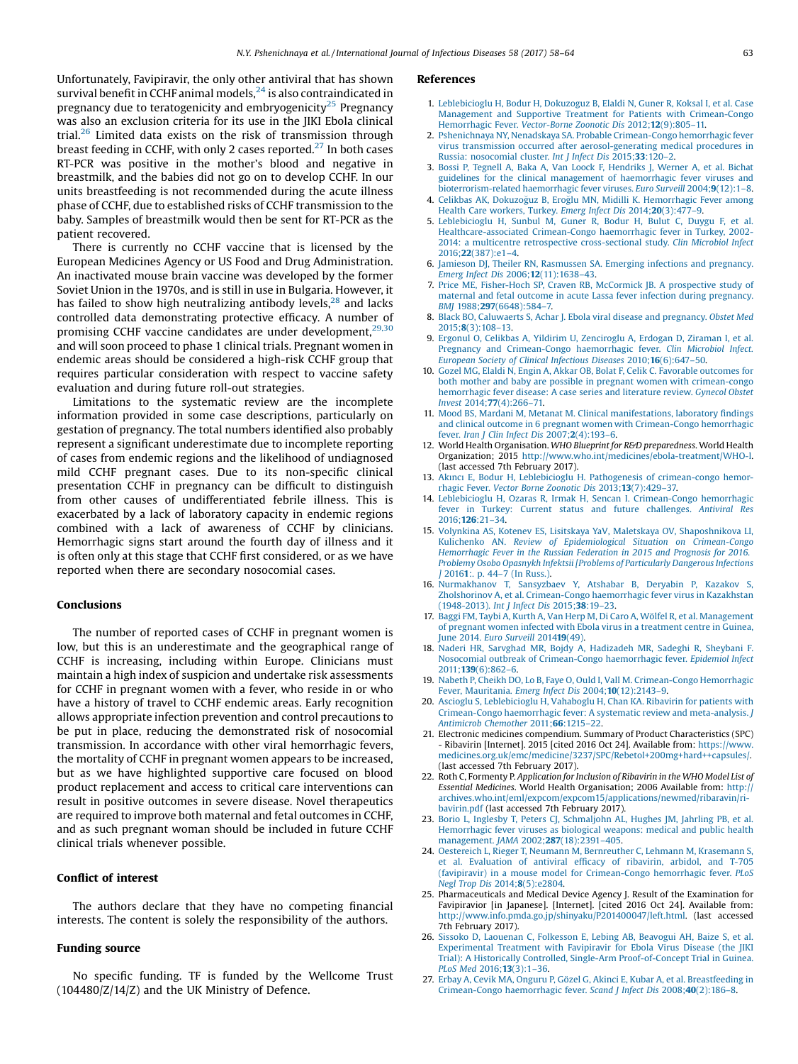Unfortunately, Favipiravir, the only other antiviral that has shown survival benefit in CCHF animal models,[24] is also contraindicated in pregnancy due to teratogenicity and embryogenicity[25] Pregnancy was also an exclusion criteria for its use in the JIKI Ebola clinical trial.[26] Limited data exists on the risk of transmission through breast feeding in CCHF, with only 2 cases reported.[27] In both cases RT-PCR was positive in the mother's blood and negative in breastmilk, and the babies did not go on to develop CCHF. In our units breastfeeding is not recommended during the acute illness phase of CCHF, due to established risks of CCHF transmission to the baby. Samples of breastmilk would then be sent for RT-PCR as the patient recovered.

There is currently no CCHF vaccine that is licensed by the European Medicines Agency or US Food and Drug Administration. An inactivated mouse brain vaccine was developed by the former Soviet Union in the 1970s, and is still in use in Bulgaria. However, it has failed to show high neutralizing antibody levels,[28] and lacks controlled data demonstrating protective efficacy. A number of promising CCHF vaccine candidates are under development,[29,30] and will soon proceed to phase 1 clinical trials. Pregnant women in endemic areas should be considered a high-risk CCHF group that requires particular consideration with respect to vaccine safety evaluation and during future roll-out strategies.

Limitations to the systematic review are the incomplete information provided in some case descriptions, particularly on gestation of pregnancy. The total numbers identified also probably represent a significant underestimate due to incomplete reporting of cases from endemic regions and the likelihood of undiagnosed mild CCHF pregnant cases. Due to its non-specific clinical presentation CCHF in pregnancy can be difficult to distinguish from other causes of undifferentiated febrile illness. This is exacerbated by a lack of laboratory capacity in endemic regions combined with a lack of awareness of CCHF by clinicians. Hemorrhagic signs start around the fourth day of illness and it is often only at this stage that CCHF first considered, or as we have reported when there are secondary nosocomial cases.

## Conclusions

The number of reported cases of CCHF in pregnant women is low, but this is an underestimate and the geographical range of CCHF is increasing, including within Europe. Clinicians must maintain a high index of suspicion and undertake risk assessments for CCHF in pregnant women with a fever, who reside in or who have a history of travel to CCHF endemic areas. Early recognition allows appropriate infection prevention and control precautions to be put in place, reducing the demonstrated risk of nosocomial transmission. In accordance with other viral hemorrhagic fevers, the mortality of CCHF in pregnant women appears to be increased, but as we have highlighted supportive care focused on blood product replacement and access to critical care interventions can result in positive outcomes in severe disease. Novel therapeutics are required to improve both maternal and fetal outcomes in CCHF, and as such pregnant woman should be included in future CCHF clinical trials whenever possible.

## Conflict of interest

The authors declare that they have no competing financial interests. The content is solely the responsibility of the authors.

## Funding source

No specific funding. TF is funded by the Wellcome Trust (104480/Z/14/Z) and the UK Ministry of Defence.

## References

1. Leblebicioglu H, Bodur H, Dokuzoguz B, Elaldi N, Guner R, Koksal I, et al. Case Management and Supportive Treatment for Patients with Crimean-Congo Hemorrhagic Fever. *Vector-Borne Zoonotic Dis* 2012;**12**(9):805–11.
2. Pshenichnaya NY, Nenadskaya SA. Probable Crimean-Congo hemorrhagic fever virus transmission occurred after aerosol-generating medical procedures in Russia: nosocomial cluster. *Int J Infect Dis* 2015;**33**:120–2.
3. Bossi P, Tegnell A, Baka A, Van Loock F, Hendriks J, Werner A, et al. Bichat guidelines for the clinical management of haemorrhagic fever viruses and bioterrorism-related haemorrhagic fever viruses. *Euro Surveill* 2004;**9**(12):1–8.
4. Celikbas AK, Dokuzoğuz B, Eroğlu MN, Midilli K. Hemorrhagic Fever among Health Care workers, Turkey. *Emerg Infect Dis* 2014;**20**(3):477–9.
5. Leblebicioglu H, Sunbul M, Guner R, Bodur H, Bulut C, Duygu F, et al. Healthcare-associated Crimean-Congo haemorrhagic fever in Turkey, 2002-2014: a multicentre retrospective cross-sectional study. *Clin Microbiol Infect* 2016;**22**(387):e1–4.
6. Jamieson DJ, Theiler RN, Rasmussen SA. Emerging infections and pregnancy. *Emerg Infect Dis* 2006;**12**(11):1638–43.
7. Price ME, Fisher-Hoch SP, Craven RB, McCormick JB. A prospective study of maternal and fetal outcome in acute Lassa fever infection during pregnancy. *BMJ* 1988;**297**(6648):584–7.
8. Black BO, Caluwaerts S, Achar J. Ebola viral disease and pregnancy. *Obstet Med* 2015;**8**(3):108–13.
9. Ergonul O, Celikbas A, Yildirim U, Zenciroglu A, Erdogan D, Ziraman I, et al. Pregnancy and Crimean-Congo haemorrhagic fever. *Clin Microbiol Infect. European Society of Clinical Infectious Diseases* 2010;**16**(6):647–50.
10. Gozel MG, Elaldi N, Engin A, Akkar OB, Bolat F, Celik C. Favorable outcomes for both mother and baby are possible in pregnant women with crimean-congo hemorrhagic fever disease: A case series and literature review. *Gynecol Obstet Invest* 2014;**77**(4):266–71.
11. Mood BS, Mardani M, Metanat M. Clinical manifestations, laboratory findings and clinical outcome in 6 pregnant women with Crimean-Congo hemorrhagic fever. *Iran J Clin Infect Dis* 2007;**2**(4):193–6.
12. World Health Organisation. *WHO Blueprint for R&D preparedness*. World Health Organization; 2015 http://www.who.int/medicines/ebola-treatment/WHO-l. (last accessed 7th February 2017).
13. Akıncı E, Bodur H, Leblebicioglu H. Pathogenesis of crimean-congo hemorrhagic Fever. *Vector Borne Zoonotic Dis* 2013;**13**(7):429–37.
14. Leblebicioglu H, Ozaras R, Irmak H, Sencan I. Crimean-Congo hemorrhagic fever in Turkey: Current status and future challenges. *Antiviral Res* 2016;**126**:21–34.
15. Volynkina AS, Kotenev ES, Lisitskaya YaV, Maletskaya OV, Shaposhnikova LI, Kulichenko AN. *Review of Epidemiological Situation on Crimean-Congo Hemorrhagic Fever in the Russian Federation in 2015 and Prognosis for 2016. Problemy Osobo Opasnykh Infektsii [Problems of Particularly Dangerous Infections]* 2016**1**:. p. 44–7 (In Russ.).
16. Nurmakhanov T, Sansyzbaev Y, Atshabar B, Deryabin P, Kazakov S, Zholshorinov A, et al. Crimean-Congo haemorrhagic fever virus in Kazakhstan (1948-2013). *Int J Infect Dis* 2015;**38**:19–23.
17. Baggi FM, Taybi A, Kurth A, Van Herp M, Di Caro A, Wölfel R, et al. Management of pregnant women infected with Ebola virus in a treatment centre in Guinea, June 2014. *Euro Surveill* 2014**19**(49).
18. Naderi HR, Sarvghad MR, Bojdy A, Hadizadeh MR, Sadeghi R, Sheybani F. Nosocomial outbreak of Crimean-Congo haemorrhagic fever. *Epidemiol Infect* 2011;**139**(6):862–6.
19. Nabeth P, Cheikh DO, Lo B, Faye O, Ould I, Vall M. Crimean-Congo Hemorrhagic Fever, Mauritania. *Emerg Infect Dis* 2004;**10**(12):2143–9.
20. Ascioglu S, Leblebicioglu H, Vahaboglu H, Chan KA. Ribavirin for patients with Crimean-Congo haemorrhagic fever: A systematic review and meta-analysis. *J Antimicrob Chemother* 2011;**66**:1215–22.
21. Electronic medicines compendium. Summary of Product Characteristics (SPC) - Ribavirin [Internet]. 2015 [cited 2016 Oct 24]. Available from: https://www.medicines.org.uk/emc/medicine/3237/SPC/Rebetol+200mg+hard++capsules/. (last accessed 7th February 2017).
22. Roth C, Formenty P. *Application for Inclusion of Ribavirin in the WHO Model List of Essential Medicines*. World Health Organisation; 2006 Available from: http://archives.who.int/eml/expcom/expcom15/applications/newmed/ribaravin/ribavirin.pdf (last accessed 7th February 2017).
23. Borio L, Inglesby T, Peters CJ, Schmaljohn AL, Hughes JM, Jahrling PB, et al. Hemorrhagic fever viruses as biological weapons: medical and public health management. *JAMA* 2002;**287**(18):2391–405.
24. Oestereich L, Rieger T, Neumann M, Bernreuther C, Lehmann M, Krasemann S, et al. Evaluation of antiviral efficacy of ribavirin, arbidol, and T-705 (favipiravir) in a mouse model for Crimean-Congo hemorrhagic fever. *PLoS Negl Trop Dis* 2014;**8**(5):e2804.
25. Pharmaceuticals and Medical Device Agency J. Result of the Examination for Favipiravior [in Japanese]. [Internet]. [cited 2016 Oct 24]. Available from: http://www.info.pmda.go.jp/shinyaku/P201400047/left.html. (last accessed 7th February 2017).
26. Sissoko D, Laouenan C, Folkesson E, Lebing AB, Beavogui AH, Baize S, et al. Experimental Treatment with Favipiravir for Ebola Virus Disease (the JIKI Trial): A Historically Controlled, Single-Arm Proof-of-Concept Trial in Guinea. *PLoS Med* 2016;**13**(3):1–36.
27. Erbay A, Cevik MA, Onguru P, Gözel G, Akinci E, Kubar A, et al. Breastfeeding in Crimean-Congo haemorrhagic fever. *Scand J Infect Dis* 2008;**40**(2):186–8.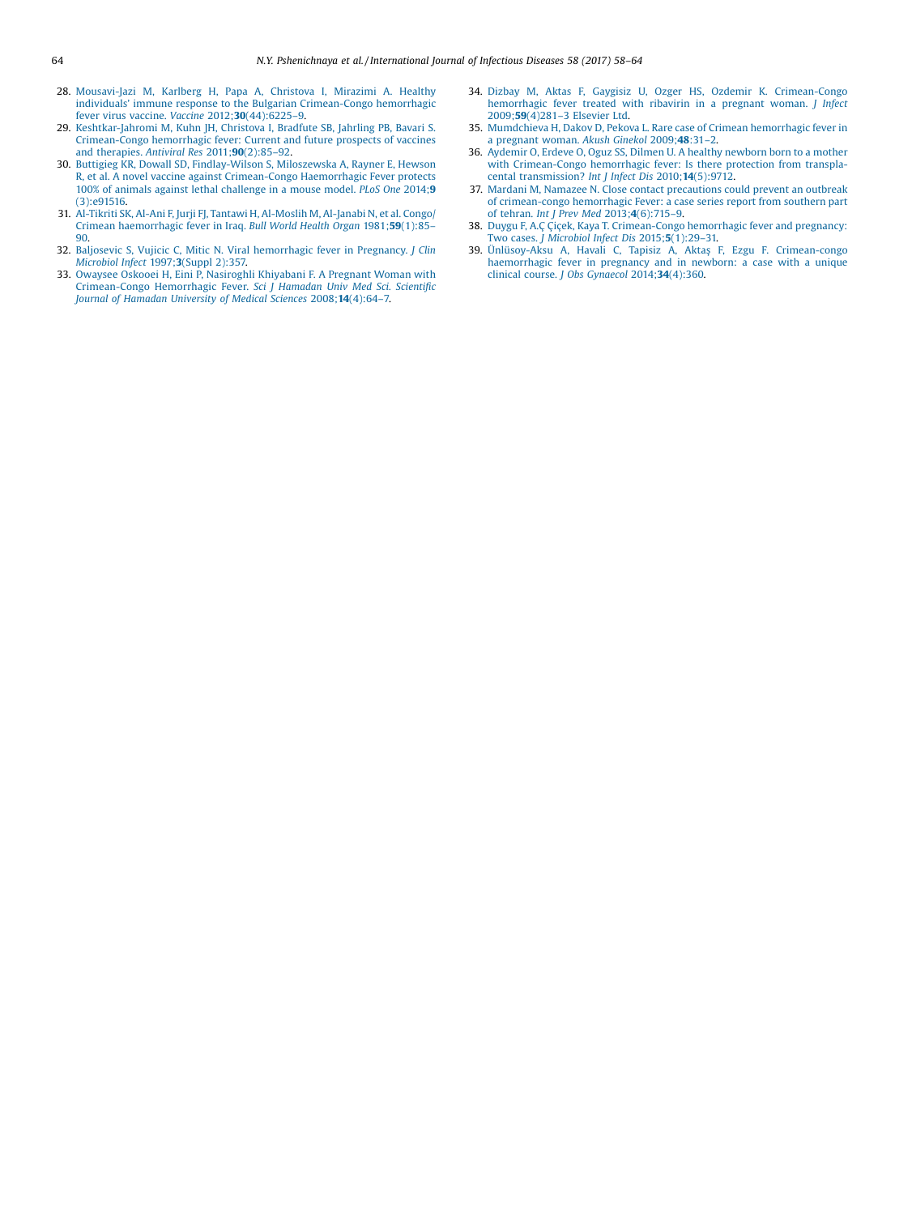28. Mousavi-Jazi M, Karlberg H, Papa A, Christova I, Mirazimi A. Healthy individuals' immune response to the Bulgarian Crimean-Congo hemorrhagic fever virus vaccine. *Vaccine* 2012;**30**(44):6225–9.
29. Keshtkar-Jahromi M, Kuhn JH, Christova I, Bradfute SB, Jahrling PB, Bavari S. Crimean-Congo hemorrhagic fever: Current and future prospects of vaccines and therapies. *Antiviral Res* 2011;**90**(2):85–92.
30. Buttigieg KR, Dowall SD, Findlay-Wilson S, Miloszewska A, Rayner E, Hewson R, et al. A novel vaccine against Crimean-Congo Haemorrhagic Fever protects 100% of animals against lethal challenge in a mouse model. *PLoS One* 2014;**9**(3):e91516.
31. Al-Tikriti SK, Al-Ani F, Jurji FJ, Tantawi H, Al-Moslih M, Al-Janabi N, et al. Congo/Crimean haemorrhagic fever in Iraq. *Bull World Health Organ* 1981;**59**(1):85–90.
32. Baljosevic S, Vujicic C, Mitic N. Viral hemorrhagic fever in Pregnancy. *J Clin Microbiol Infect* 1997;**3**(Suppl 2):357.
33. Owaysee Oskooei H, Eini P, Nasiroghli Khiyabani F. A Pregnant Woman with Crimean-Congo Hemorrhagic Fever. *Sci J Hamadan Univ Med Sci. Scientific Journal of Hamadan University of Medical Sciences* 2008;**14**(4):64–7.
34. Dizbay M, Aktas F, Gaygisiz U, Ozger HS, Ozdemir K. Crimean-Congo hemorrhagic fever treated with ribavirin in a pregnant woman. *J Infect* 2009;**59**(4)281–3 Elsevier Ltd.
35. Mumdchieva H, Dakov D, Pekova L. Rare case of Crimean hemorrhagic fever in a pregnant woman. *Akush Ginekol* 2009;**48**:31–2.
36. Aydemir O, Erdeve O, Oguz SS, Dilmen U. A healthy newborn born to a mother with Crimean-Congo hemorrhagic fever: Is there protection from transplacental transmission? *Int J Infect Dis* 2010;**14**(5):9712.
37. Mardani M, Namazee N. Close contact precautions could prevent an outbreak of crimean-congo hemorrhagic Fever: a case series report from southern part of tehran. *Int J Prev Med* 2013;**4**(6):715–9.
38. Duygu F, A.Ç Çiçek, Kaya T. Crimean-Congo hemorrhagic fever and pregnancy: Two cases. *J Microbiol Infect Dis* 2015;**5**(1):29–31.
39. Ünlüsoy-Aksu A, Havali C, Tapisiz A, Aktaş F, Ezgu F. Crimean-congo haemorrhagic fever in pregnancy and in newborn: a case with a unique clinical course. *J Obs Gynaecol* 2014;**34**(4):360.